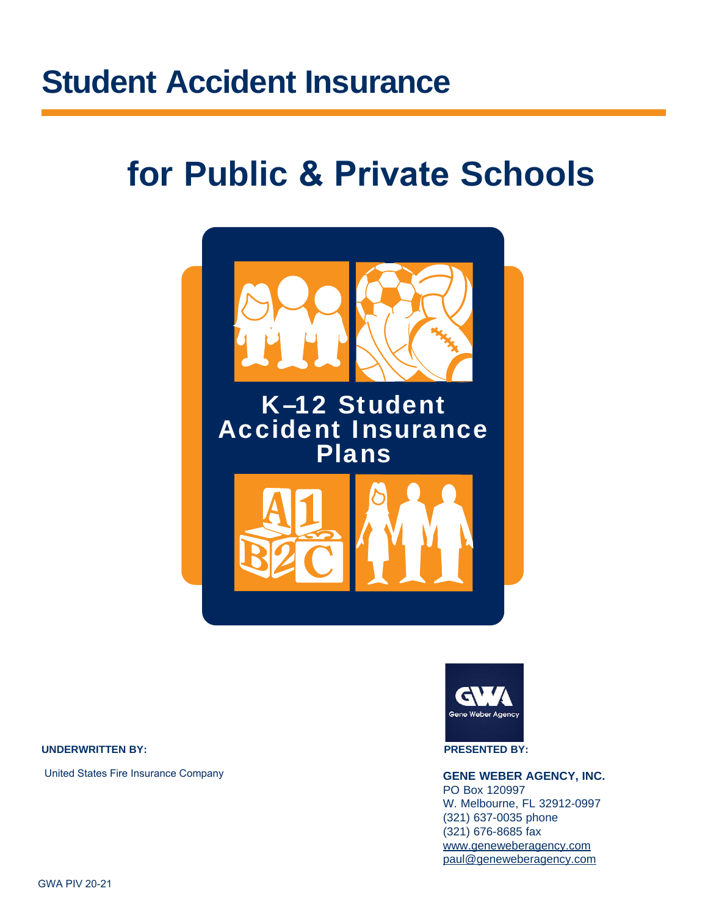# Student Accident Insurance

# for Public & Private Schools

## K–12 Student Accident Insurance Plans

**UNDERWRITTEN BY:**

United States Fire Insurance Company

**PRESENTED BY:**

**GENE WEBER AGENCY, INC.**
PO Box 120997
W. Melbourne, FL 32912-0997
(321) 637-0035 phone
(321) 676-8685 fax
www.geneweberagency.com
paul@geneweberagency.com

GWA PIV 20-21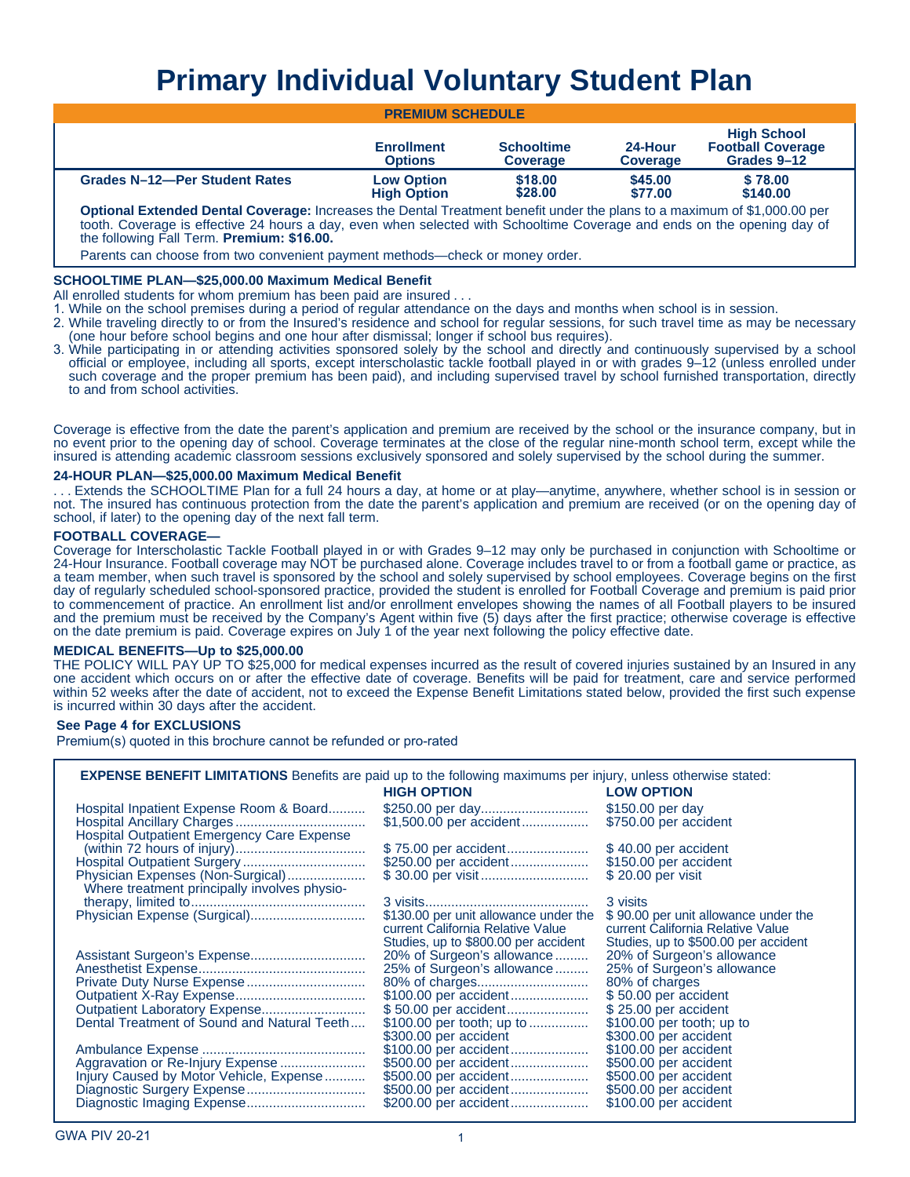# Primary Individual Voluntary Student Plan

| PREMIUM SCHEDULE | | | | |
|---|---|---|---|---|
| | **Enrollment Options** | **Schooltime Coverage** | **24-Hour Coverage** | **High School Football Coverage Grades 9–12** |
| **Grades N–12—Per Student Rates** | **Low Option** | **$18.00** | **$45.00** | **$ 78.00** |
| | **High Option** | **$28.00** | **$77.00** | **$140.00** |

**Optional Extended Dental Coverage:** Increases the Dental Treatment benefit under the plans to a maximum of $1,000.00 per tooth. Coverage is effective 24 hours a day, even when selected with Schooltime Coverage and ends on the opening day of the following Fall Term. **Premium: $16.00.**

Parents can choose from two convenient payment methods—check or money order.

**SCHOOLTIME PLAN—$25,000.00 Maximum Medical Benefit**

All enrolled students for whom premium has been paid are insured . . .

1. While on the school premises during a period of regular attendance on the days and months when school is in session.
2. While traveling directly to or from the Insured's residence and school for regular sessions, for such travel time as may be necessary (one hour before school begins and one hour after dismissal; longer if school bus requires).
3. While participating in or attending activities sponsored solely by the school and directly and continuously supervised by a school official or employee, including all sports, except interscholastic tackle football played in or with grades 9–12 (unless enrolled under such coverage and the proper premium has been paid), and including supervised travel by school furnished transportation, directly to and from school activities.

Coverage is effective from the date the parent's application and premium are received by the school or the insurance company, but in no event prior to the opening day of school. Coverage terminates at the close of the regular nine-month school term, except while the insured is attending academic classroom sessions exclusively sponsored and solely supervised by the school during the summer.

**24-HOUR PLAN—$25,000.00 Maximum Medical Benefit**

. . . Extends the SCHOOLTIME Plan for a full 24 hours a day, at home or at play—anytime, anywhere, whether school is in session or not. The insured has continuous protection from the date the parent's application and premium are received (or on the opening day of school, if later) to the opening day of the next fall term.

**FOOTBALL COVERAGE—**

Coverage for Interscholastic Tackle Football played in or with Grades 9–12 may only be purchased in conjunction with Schooltime or 24-Hour Insurance. Football coverage may NOT be purchased alone. Coverage includes travel to or from a football game or practice, as a team member, when such travel is sponsored by the school and solely supervised by school employees. Coverage begins on the first day of regularly scheduled school-sponsored practice, provided the student is enrolled for Football Coverage and premium is paid prior to commencement of practice. An enrollment list and/or enrollment envelopes showing the names of all Football players to be insured and the premium must be received by the Company's Agent within five (5) days after the first practice; otherwise coverage is effective on the date premium is paid. Coverage expires on July 1 of the year next following the policy effective date.

**MEDICAL BENEFITS—Up to $25,000.00**

THE POLICY WILL PAY UP TO $25,000 for medical expenses incurred as the result of covered injuries sustained by an Insured in any one accident which occurs on or after the effective date of coverage. Benefits will be paid for treatment, care and service performed within 52 weeks after the date of accident, not to exceed the Expense Benefit Limitations stated below, provided the first such expense is incurred within 30 days after the accident.

**See Page 4 for EXCLUSIONS**

Premium(s) quoted in this brochure cannot be refunded or pro-rated

**EXPENSE BENEFIT LIMITATIONS** Benefits are paid up to the following maximums per injury, unless otherwise stated:

| | **HIGH OPTION** | **LOW OPTION** |
|---|---|---|
| Hospital Inpatient Expense Room & Board | $250.00 per day | $150.00 per day |
| Hospital Ancillary Charges | $1,500.00 per accident | $750.00 per accident |
| Hospital Outpatient Emergency Care Expense (within 72 hours of injury) | $ 75.00 per accident | $ 40.00 per accident |
| Hospital Outpatient Surgery | $250.00 per accident | $150.00 per accident |
| Physician Expenses (Non-Surgical) | $ 30.00 per visit | $ 20.00 per visit |
| Where treatment principally involves physio-therapy, limited to | 3 visits | 3 visits |
| Physician Expense (Surgical) | $130.00 per unit allowance under the current California Relative Value Studies, up to $800.00 per accident | $ 90.00 per unit allowance under the current California Relative Value Studies, up to $500.00 per accident |
| Assistant Surgeon's Expense | 20% of Surgeon's allowance | 20% of Surgeon's allowance |
| Anesthetist Expense | 25% of Surgeon's allowance | 25% of Surgeon's allowance |
| Private Duty Nurse Expense | 80% of charges | 80% of charges |
| Outpatient X-Ray Expense | $100.00 per accident | $ 50.00 per accident |
| Outpatient Laboratory Expense | $ 50.00 per accident | $ 25.00 per accident |
| Dental Treatment of Sound and Natural Teeth | $100.00 per tooth; up to $300.00 per accident | $100.00 per tooth; up to $300.00 per accident |
| Ambulance Expense | $100.00 per accident | $100.00 per accident |
| Aggravation or Re-Injury Expense | $500.00 per accident | $500.00 per accident |
| Injury Caused by Motor Vehicle, Expense | $500.00 per accident | $500.00 per accident |
| Diagnostic Surgery Expense | $500.00 per accident | $500.00 per accident |
| Diagnostic Imaging Expense | $200.00 per accident | $100.00 per accident |

GWA PIV 20-21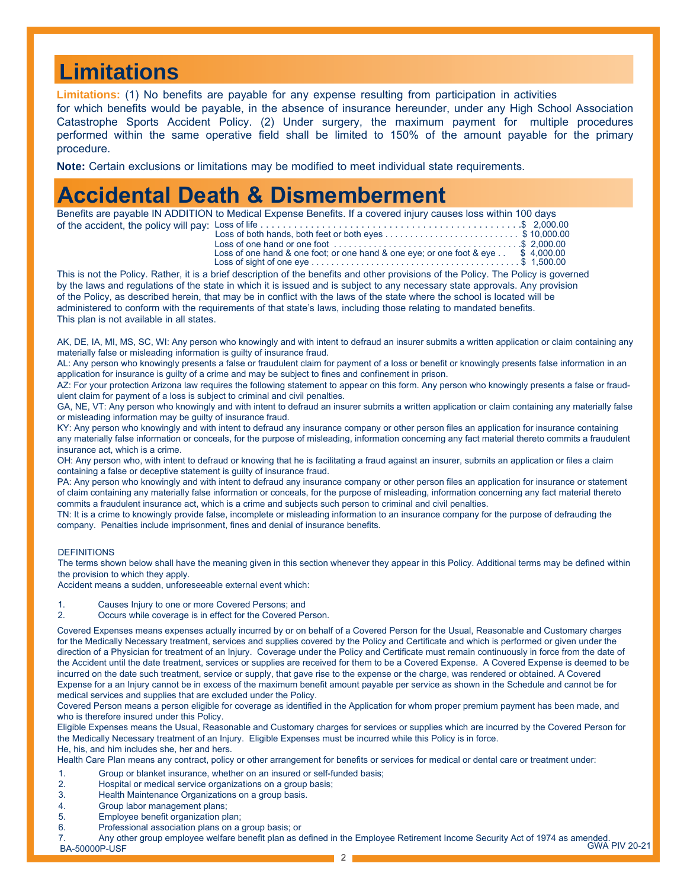# Limitations

**Limitations:** (1) No benefits are payable for any expense resulting from participation in activities for which benefits would be payable, in the absence of insurance hereunder, under any High School Association Catastrophe Sports Accident Policy. (2) Under surgery, the maximum payment for multiple procedures performed within the same operative field shall be limited to 150% of the amount payable for the primary procedure.

**Note:** Certain exclusions or limitations may be modified to meet individual state requirements.

# Accidental Death & Dismemberment

Benefits are payable IN ADDITION to Medical Expense Benefits. If a covered injury causes loss within 100 days of the accident, the policy will pay:

| Loss | Benefit |
|---|---|
| Loss of life | $ 2,000.00 |
| Loss of both hands, both feet or both eyes | $ 10,000.00 |
| Loss of one hand or one foot | $ 2,000.00 |
| Loss of one hand & one foot; or one hand & one eye; or one foot & eye | $ 4,000.00 |
| Loss of sight of one eye | $ 1,500.00 |

This is not the Policy. Rather, it is a brief description of the benefits and other provisions of the Policy. The Policy is governed by the laws and regulations of the state in which it is issued and is subject to any necessary state approvals. Any provision of the Policy, as described herein, that may be in conflict with the laws of the state where the school is located will be administered to conform with the requirements of that state's laws, including those relating to mandated benefits. This plan is not available in all states.

AK, DE, IA, MI, MS, SC, WI: Any person who knowingly and with intent to defraud an insurer submits a written application or claim containing any materially false or misleading information is guilty of insurance fraud.

AL: Any person who knowingly presents a false or fraudulent claim for payment of a loss or benefit or knowingly presents false information in an application for insurance is guilty of a crime and may be subject to fines and confinement in prison.

AZ: For your protection Arizona law requires the following statement to appear on this form. Any person who knowingly presents a false or fraudulent claim for payment of a loss is subject to criminal and civil penalties.

GA, NE, VT: Any person who knowingly and with intent to defraud an insurer submits a written application or claim containing any materially false or misleading information may be guilty of insurance fraud.

KY: Any person who knowingly and with intent to defraud any insurance company or other person files an application for insurance containing any materially false information or conceals, for the purpose of misleading, information concerning any fact material thereto commits a fraudulent insurance act, which is a crime.

OH: Any person who, with intent to defraud or knowing that he is facilitating a fraud against an insurer, submits an application or files a claim containing a false or deceptive statement is guilty of insurance fraud.

PA: Any person who knowingly and with intent to defraud any insurance company or other person files an application for insurance or statement of claim containing any materially false information or conceals, for the purpose of misleading, information concerning any fact material thereto commits a fraudulent insurance act, which is a crime and subjects such person to criminal and civil penalties.

TN: It is a crime to knowingly provide false, incomplete or misleading information to an insurance company for the purpose of defrauding the company. Penalties include imprisonment, fines and denial of insurance benefits.

DEFINITIONS

The terms shown below shall have the meaning given in this section whenever they appear in this Policy. Additional terms may be defined within the provision to which they apply.

Accident means a sudden, unforeseeable external event which:

1. Causes Injury to one or more Covered Persons; and
2. Occurs while coverage is in effect for the Covered Person.

Covered Expenses means expenses actually incurred by or on behalf of a Covered Person for the Usual, Reasonable and Customary charges for the Medically Necessary treatment, services and supplies covered by the Policy and Certificate and which is performed or given under the direction of a Physician for treatment of an Injury. Coverage under the Policy and Certificate must remain continuously in force from the date of the Accident until the date treatment, services or supplies are received for them to be a Covered Expense. A Covered Expense is deemed to be incurred on the date such treatment, service or supply, that gave rise to the expense or the charge, was rendered or obtained. A Covered Expense for a an Injury cannot be in excess of the maximum benefit amount payable per service as shown in the Schedule and cannot be for medical services and supplies that are excluded under the Policy.

Covered Person means a person eligible for coverage as identified in the Application for whom proper premium payment has been made, and who is therefore insured under this Policy.

Eligible Expenses means the Usual, Reasonable and Customary charges for services or supplies which are incurred by the Covered Person for the Medically Necessary treatment of an Injury. Eligible Expenses must be incurred while this Policy is in force.

He, his, and him includes she, her and hers.

Health Care Plan means any contract, policy or other arrangement for benefits or services for medical or dental care or treatment under:

1. Group or blanket insurance, whether on an insured or self-funded basis;
2. Hospital or medical service organizations on a group basis;
3. Health Maintenance Organizations on a group basis.
4. Group labor management plans;
5. Employee benefit organization plan;
6. Professional association plans on a group basis; or
7. Any other group employee welfare benefit plan as defined in the Employee Retirement Income Security Act of 1974 as amended.

BA-50000P-USF GWA PIV 20-21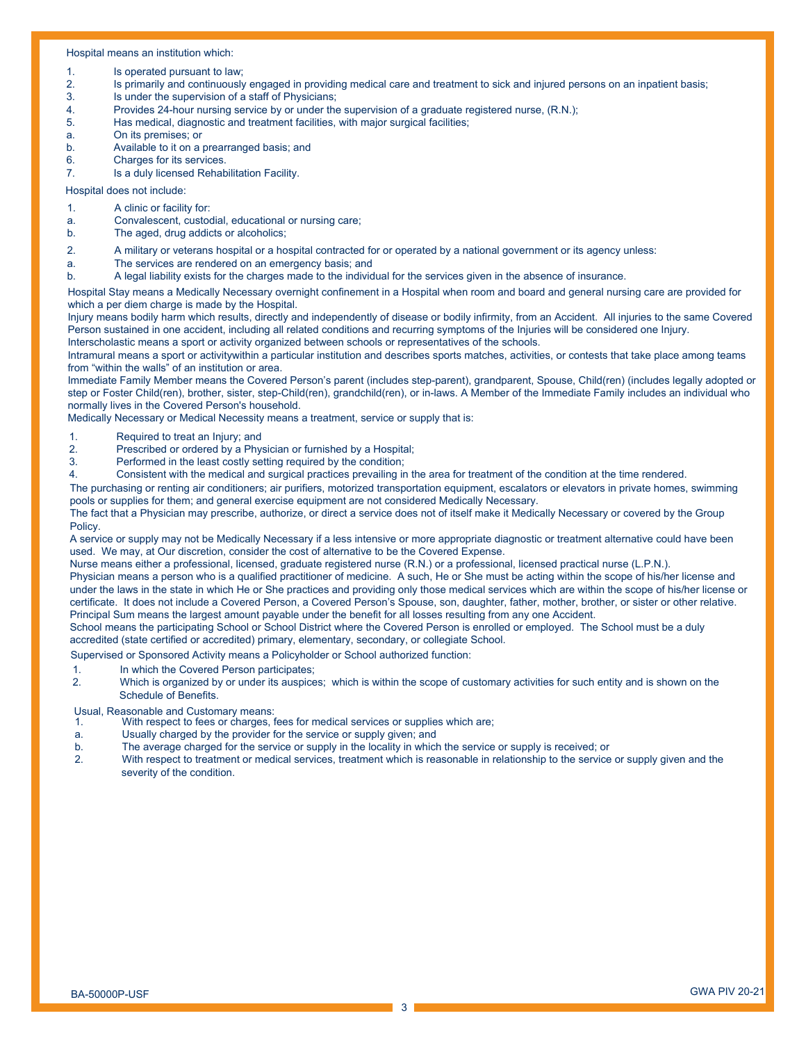Hospital means an institution which:

1. Is operated pursuant to law;
2. Is primarily and continuously engaged in providing medical care and treatment to sick and injured persons on an inpatient basis;
3. Is under the supervision of a staff of Physicians;
4. Provides 24-hour nursing service by or under the supervision of a graduate registered nurse, (R.N.);
5. Has medical, diagnostic and treatment facilities, with major surgical facilities;
   a. On its premises; or
   b. Available to it on a prearranged basis; and
6. Charges for its services.
7. Is a duly licensed Rehabilitation Facility.

Hospital does not include:

1. A clinic or facility for:
   a. Convalescent, custodial, educational or nursing care;
   b. The aged, drug addicts or alcoholics;
2. A military or veterans hospital or a hospital contracted for or operated by a national government or its agency unless:
   a. The services are rendered on an emergency basis; and
   b. A legal liability exists for the charges made to the individual for the services given in the absence of insurance.

Hospital Stay means a Medically Necessary overnight confinement in a Hospital when room and board and general nursing care are provided for which a per diem charge is made by the Hospital.

Injury means bodily harm which results, directly and independently of disease or bodily infirmity, from an Accident. All injuries to the same Covered Person sustained in one accident, including all related conditions and recurring symptoms of the Injuries will be considered one Injury.

Interscholastic means a sport or activity organized between schools or representatives of the schools.

Intramural means a sport or activitywithin a particular institution and describes sports matches, activities, or contests that take place among teams from "within the walls" of an institution or area.

Immediate Family Member means the Covered Person's parent (includes step-parent), grandparent, Spouse, Child(ren) (includes legally adopted or step or Foster Child(ren), brother, sister, step-Child(ren), grandchild(ren), or in-laws. A Member of the Immediate Family includes an individual who normally lives in the Covered Person's household.

Medically Necessary or Medical Necessity means a treatment, service or supply that is:

1. Required to treat an Injury; and
2. Prescribed or ordered by a Physician or furnished by a Hospital;
3. Performed in the least costly setting required by the condition;
4. Consistent with the medical and surgical practices prevailing in the area for treatment of the condition at the time rendered.

The purchasing or renting air conditioners; air purifiers, motorized transportation equipment, escalators or elevators in private homes, swimming pools or supplies for them; and general exercise equipment are not considered Medically Necessary.

The fact that a Physician may prescribe, authorize, or direct a service does not of itself make it Medically Necessary or covered by the Group Policy.

A service or supply may not be Medically Necessary if a less intensive or more appropriate diagnostic or treatment alternative could have been used. We may, at Our discretion, consider the cost of alternative to be the Covered Expense.

Nurse means either a professional, licensed, graduate registered nurse (R.N.) or a professional, licensed practical nurse (L.P.N.).

Physician means a person who is a qualified practitioner of medicine. A such, He or She must be acting within the scope of his/her license and under the laws in the state in which He or She practices and providing only those medical services which are within the scope of his/her license or certificate. It does not include a Covered Person, a Covered Person's Spouse, son, daughter, father, mother, brother, or sister or other relative.

Principal Sum means the largest amount payable under the benefit for all losses resulting from any one Accident.

School means the participating School or School District where the Covered Person is enrolled or employed. The School must be a duly accredited (state certified or accredited) primary, elementary, secondary, or collegiate School.

Supervised or Sponsored Activity means a Policyholder or School authorized function:

1. In which the Covered Person participates;
2. Which is organized by or under its auspices; which is within the scope of customary activities for such entity and is shown on the Schedule of Benefits.

Usual, Reasonable and Customary means:

1. With respect to fees or charges, fees for medical services or supplies which are;
   a. Usually charged by the provider for the service or supply given; and
   b. The average charged for the service or supply in the locality in which the service or supply is received; or
2. With respect to treatment or medical services, treatment which is reasonable in relationship to the service or supply given and the severity of the condition.

BA-50000P-USF GWA PIV 20-21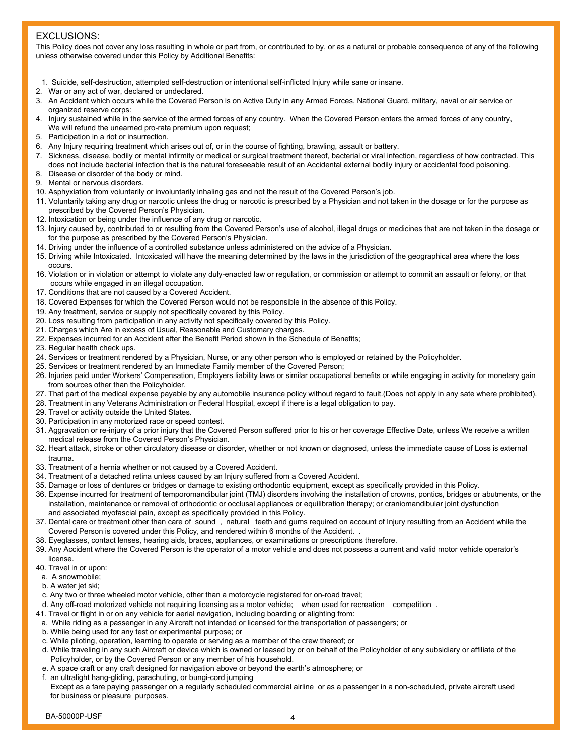## EXCLUSIONS:

This Policy does not cover any loss resulting in whole or part from, or contributed to by, or as a natural or probable consequence of any of the following unless otherwise covered under this Policy by Additional Benefits:

1. Suicide, self-destruction, attempted self-destruction or intentional self-inflicted Injury while sane or insane.
2. War or any act of war, declared or undeclared.
3. An Accident which occurs while the Covered Person is on Active Duty in any Armed Forces, National Guard, military, naval or air service or organized reserve corps:
4. Injury sustained while in the service of the armed forces of any country. When the Covered Person enters the armed forces of any country, We will refund the unearned pro-rata premium upon request;
5. Participation in a riot or insurrection.
6. Any Injury requiring treatment which arises out of, or in the course of fighting, brawling, assault or battery.
7. Sickness, disease, bodily or mental infirmity or medical or surgical treatment thereof, bacterial or viral infection, regardless of how contracted. This does not include bacterial infection that is the natural foreseeable result of an Accidental external bodily injury or accidental food poisoning.
8. Disease or disorder of the body or mind.
9. Mental or nervous disorders.
10. Asphyxiation from voluntarily or involuntarily inhaling gas and not the result of the Covered Person's job.
11. Voluntarily taking any drug or narcotic unless the drug or narcotic is prescribed by a Physician and not taken in the dosage or for the purpose as prescribed by the Covered Person's Physician.
12. Intoxication or being under the influence of any drug or narcotic.
13. Injury caused by, contributed to or resulting from the Covered Person's use of alcohol, illegal drugs or medicines that are not taken in the dosage or for the purpose as prescribed by the Covered Person's Physician.
14. Driving under the influence of a controlled substance unless administered on the advice of a Physician.
15. Driving while Intoxicated. Intoxicated will have the meaning determined by the laws in the jurisdiction of the geographical area where the loss occurs.
16. Violation or in violation or attempt to violate any duly-enacted law or regulation, or commission or attempt to commit an assault or felony, or that occurs while engaged in an illegal occupation.
17. Conditions that are not caused by a Covered Accident.
18. Covered Expenses for which the Covered Person would not be responsible in the absence of this Policy.
19. Any treatment, service or supply not specifically covered by this Policy.
20. Loss resulting from participation in any activity not specifically covered by this Policy.
21. Charges which Are in excess of Usual, Reasonable and Customary charges.
22. Expenses incurred for an Accident after the Benefit Period shown in the Schedule of Benefits;
23. Regular health check ups.
24. Services or treatment rendered by a Physician, Nurse, or any other person who is employed or retained by the Policyholder.
25. Services or treatment rendered by an Immediate Family member of the Covered Person;
26. Injuries paid under Workers' Compensation, Employers liability laws or similar occupational benefits or while engaging in activity for monetary gain from sources other than the Policyholder.
27. That part of the medical expense payable by any automobile insurance policy without regard to fault.(Does not apply in any sate where prohibited).
28. Treatment in any Veterans Administration or Federal Hospital, except if there is a legal obligation to pay.
29. Travel or activity outside the United States.
30. Participation in any motorized race or speed contest.
31. Aggravation or re-injury of a prior injury that the Covered Person suffered prior to his or her coverage Effective Date, unless We receive a written medical release from the Covered Person's Physician.
32. Heart attack, stroke or other circulatory disease or disorder, whether or not known or diagnosed, unless the immediate cause of Loss is external trauma.
33. Treatment of a hernia whether or not caused by a Covered Accident.
34. Treatment of a detached retina unless caused by an Injury suffered from a Covered Accident.
35. Damage or loss of dentures or bridges or damage to existing orthodontic equipment, except as specifically provided in this Policy.
36. Expense incurred for treatment of temporomandibular joint (TMJ) disorders involving the installation of crowns, pontics, bridges or abutments, or the installation, maintenance or removal of orthodontic or occlusal appliances or equilibration therapy; or craniomandibular joint dysfunction and associated myofascial pain, except as specifically provided in this Policy.
37. Dental care or treatment other than care of sound , natural teeth and gums required on account of Injury resulting from an Accident while the Covered Person is covered under this Policy, and rendered within 6 months of the Accident. .
38. Eyeglasses, contact lenses, hearing aids, braces, appliances, or examinations or prescriptions therefore.
39. Any Accident where the Covered Person is the operator of a motor vehicle and does not possess a current and valid motor vehicle operator's license.
40. Travel in or upon:
    - a. A snowmobile;
    - b. A water jet ski;
    - c. Any two or three wheeled motor vehicle, other than a motorcycle registered for on-road travel;
    - d. Any off-road motorized vehicle not requiring licensing as a motor vehicle; when used for recreation competition .
41. Travel or flight in or on any vehicle for aerial navigation, including boarding or alighting from:
    - a. While riding as a passenger in any Aircraft not intended or licensed for the transportation of passengers; or
    - b. While being used for any test or experimental purpose; or
    - c. While piloting, operation, learning to operate or serving as a member of the crew thereof; or
    - d. While traveling in any such Aircraft or device which is owned or leased by or on behalf of the Policyholder of any subsidiary or affiliate of the Policyholder, or by the Covered Person or any member of his household.
    - e. A space craft or any craft designed for navigation above or beyond the earth's atmosphere; or
    - f. an ultralight hang-gliding, parachuting, or bungi-cord jumping

    Except as a fare paying passenger on a regularly scheduled commercial airline or as a passenger in a non-scheduled, private aircraft used for business or pleasure purposes.

BA-50000P-USF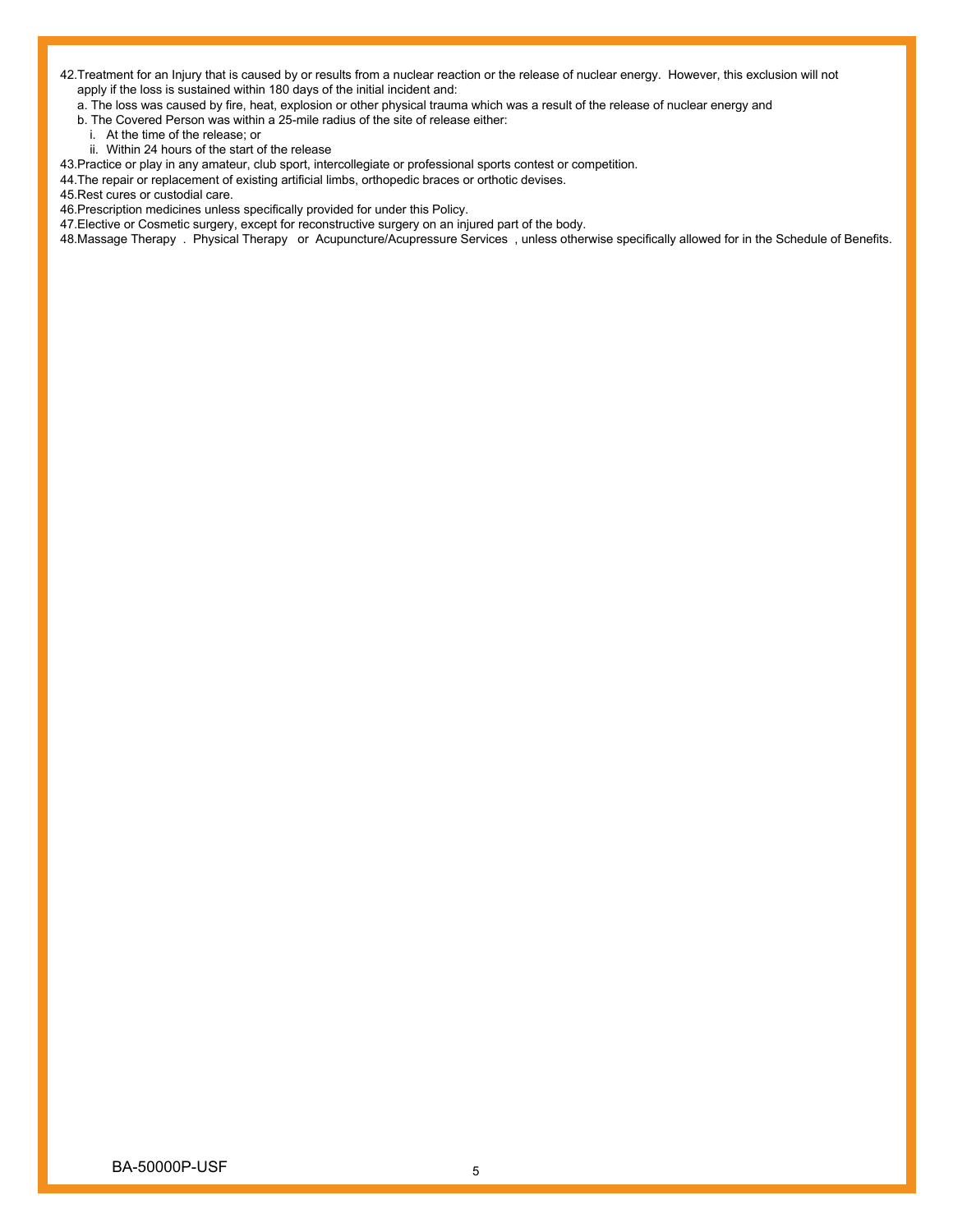42. Treatment for an Injury that is caused by or results from a nuclear reaction or the release of nuclear energy. However, this exclusion will not apply if the loss is sustained within 180 days of the initial incident and:
    a. The loss was caused by fire, heat, explosion or other physical trauma which was a result of the release of nuclear energy and
    b. The Covered Person was within a 25-mile radius of the site of release either:
        i. At the time of the release; or
        ii. Within 24 hours of the start of the release
43. Practice or play in any amateur, club sport, intercollegiate or professional sports contest or competition.
44. The repair or replacement of existing artificial limbs, orthopedic braces or orthotic devises.
45. Rest cures or custodial care.
46. Prescription medicines unless specifically provided for under this Policy.
47. Elective or Cosmetic surgery, except for reconstructive surgery on an injured part of the body.
48. Massage Therapy . Physical Therapy or Acupuncture/Acupressure Services , unless otherwise specifically allowed for in the Schedule of Benefits.

BA-50000P-USF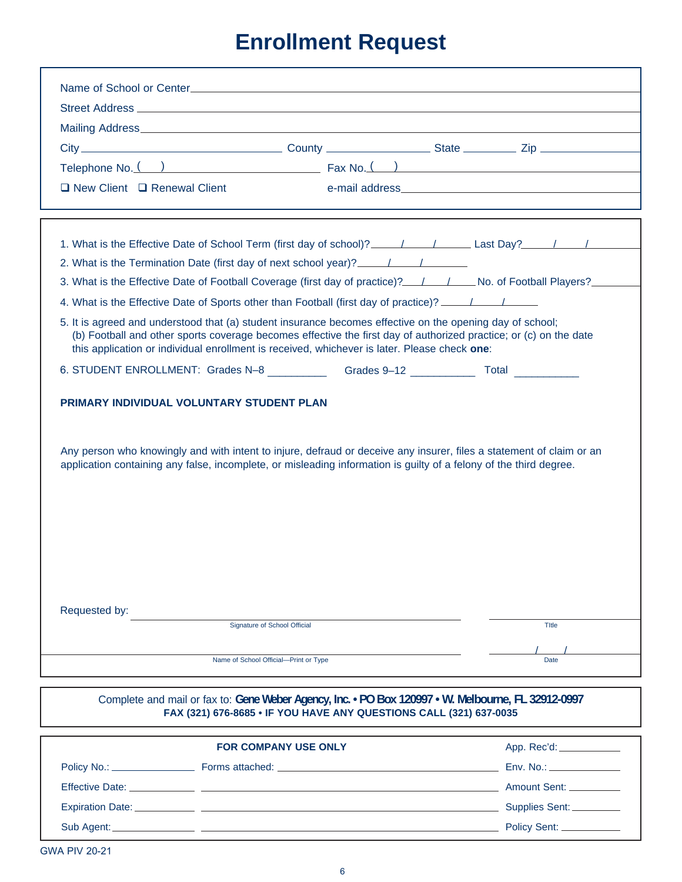# Enrollment Request

Name of School or Center\_\_\_\_\_\_\_\_\_\_\_\_\_\_\_\_\_\_\_\_\_\_\_\_\_\_\_\_\_\_\_\_\_\_\_\_\_\_\_\_

Street Address \_\_\_\_\_\_\_\_\_\_\_\_\_\_\_\_\_\_\_\_\_\_\_\_\_\_\_\_\_\_\_\_\_\_\_\_\_\_\_\_

Mailing Address\_\_\_\_\_\_\_\_\_\_\_\_\_\_\_\_\_\_\_\_\_\_\_\_\_\_\_\_\_\_\_\_\_\_\_\_\_\_\_\_

City \_\_\_\_\_\_\_\_\_\_\_\_\_\_\_\_\_\_\_\_ County \_\_\_\_\_\_\_\_\_\_\_\_ State \_\_\_\_\_\_\_ Zip \_\_\_\_\_\_\_\_\_\_

Telephone No. (   ) \_\_\_\_\_\_\_\_\_\_\_\_\_\_\_\_\_\_ Fax No. (   ) \_\_\_\_\_\_\_\_\_\_\_\_\_\_\_\_\_\_

❑ New Client ❑ Renewal Client e-mail address\_\_\_\_\_\_\_\_\_\_\_\_\_\_\_\_\_\_\_\_\_\_\_\_

1. What is the Effective Date of School Term (first day of school)? \_\_\_\_/\_\_\_\_/\_\_\_\_ Last Day? \_\_\_\_/\_\_\_\_/\_\_\_\_
2. What is the Termination Date (first day of next school year)? \_\_\_\_/\_\_\_\_/\_\_\_\_
3. What is the Effective Date of Football Coverage (first day of practice)? \_\_\_\_/\_\_\_\_/\_\_\_\_ No. of Football Players? \_\_\_\_\_\_\_\_
4. What is the Effective Date of Sports other than Football (first day of practice)? \_\_\_\_/\_\_\_\_/\_\_\_\_
5. It is agreed and understood that (a) student insurance becomes effective on the opening day of school; (b) Football and other sports coverage becomes effective the first day of authorized practice; or (c) on the date this application or individual enrollment is received, whichever is later. Please check **one**:
6. STUDENT ENROLLMENT: Grades N–8 \_\_\_\_\_\_\_\_\_\_ Grades 9–12 \_\_\_\_\_\_\_\_\_\_ Total \_\_\_\_\_\_\_\_\_\_

**PRIMARY INDIVIDUAL VOLUNTARY STUDENT PLAN**

Any person who knowingly and with intent to injure, defraud or deceive any insurer, files a statement of claim or an application containing any false, incomplete, or misleading information is guilty of a felony of the third degree.

Requested by: \_\_\_\_\_\_\_\_\_\_\_\_\_\_\_\_\_\_\_\_\_\_\_\_\_\_\_\_\_\_ \_\_\_\_\_\_\_\_\_\_\_\_\_\_\_\_
Signature of School Official — Title

\_\_\_\_\_\_\_\_\_\_\_\_\_\_\_\_\_\_\_\_\_\_\_\_\_\_\_\_\_\_ \_\_\_\_/\_\_\_\_/\_\_\_\_
Name of School Official—Print or Type — Date

Complete and mail or fax to: **Gene Weber Agency, Inc. • PO Box 120997 • W. Melbourne, FL 32912-0997**
**FAX (321) 676-8685 • IF YOU HAVE ANY QUESTIONS CALL (321) 637-0035**

**FOR COMPANY USE ONLY**

| | | |
|---|---|---|
| Policy No.: \_\_\_\_\_\_\_\_ | Forms attached: \_\_\_\_\_\_\_\_\_\_\_\_ | App. Rec'd: \_\_\_\_\_\_\_\_ |
| Effective Date: \_\_\_\_\_\_\_\_ | \_\_\_\_\_\_\_\_\_\_\_\_ | Env. No.: \_\_\_\_\_\_\_\_ |
| Expiration Date: \_\_\_\_\_\_\_\_ | \_\_\_\_\_\_\_\_\_\_\_\_ | Amount Sent: \_\_\_\_\_\_\_\_ |
| Sub Agent: \_\_\_\_\_\_\_\_ | \_\_\_\_\_\_\_\_\_\_\_\_ | Supplies Sent: \_\_\_\_\_\_\_\_ |
| | | Policy Sent: \_\_\_\_\_\_\_\_ |

GWA PIV 20-21